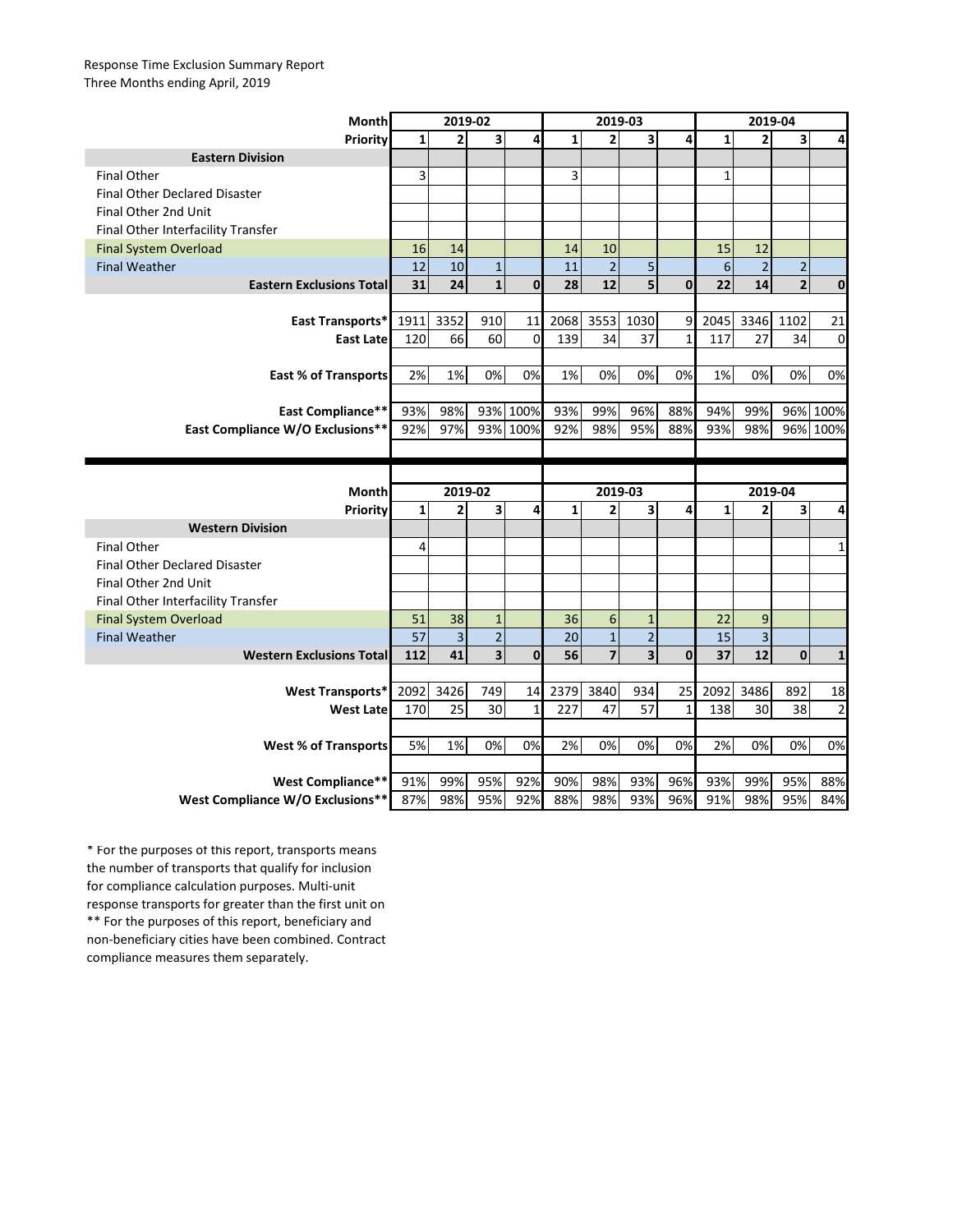Response Time Exclusion Summary Report
Three Months ending April, 2019

| Month | 2019-02 | | | | 2019-03 | | | | 2019-04 | | | |
|---|---|---|---|---|---|---|---|---|---|---|---|---|
| Priority | 1 | 2 | 3 | 4 | 1 | 2 | 3 | 4 | 1 | 2 | 3 | 4 |
| **Eastern Division** | | | | | | | | | | | | |
| Final Other | 3 | | | | 3 | | | | 1 | | | |
| Final Other Declared Disaster | | | | | | | | | | | | |
| Final Other 2nd Unit | | | | | | | | | | | | |
| Final Other Interfacility Transfer | | | | | | | | | | | | |
| Final System Overload | 16 | 14 | | | 14 | 10 | | | 15 | 12 | | |
| Final Weather | 12 | 10 | 1 | | 11 | 2 | 5 | | 6 | 2 | 2 | |
| **Eastern Exclusions Total** | **31** | **24** | **1** | **0** | **28** | **12** | **5** | **0** | **22** | **14** | **2** | **0** |
| | | | | | | | | | | | | |
| **East Transports*** | 1911 | 3352 | 910 | 11 | 2068 | 3553 | 1030 | 9 | 2045 | 3346 | 1102 | 21 |
| **East Late** | 120 | 66 | 60 | 0 | 139 | 34 | 37 | 1 | 117 | 27 | 34 | 0 |
| | | | | | | | | | | | | |
| **East % of Transports** | 2% | 1% | 0% | 0% | 1% | 0% | 0% | 0% | 1% | 0% | 0% | 0% |
| | | | | | | | | | | | | |
| **East Compliance**** | 93% | 98% | 93% | 100% | 93% | 99% | 96% | 88% | 94% | 99% | 96% | 100% |
| **East Compliance W/O Exclusions**** | 92% | 97% | 93% | 100% | 92% | 98% | 95% | 88% | 93% | 98% | 96% | 100% |

| Month | 2019-02 | | | | 2019-03 | | | | 2019-04 | | | |
|---|---|---|---|---|---|---|---|---|---|---|---|---|
| Priority | 1 | 2 | 3 | 4 | 1 | 2 | 3 | 4 | 1 | 2 | 3 | 4 |
| **Western Division** | | | | | | | | | | | | |
| Final Other | 4 | | | | | | | | | | | 1 |
| Final Other Declared Disaster | | | | | | | | | | | | |
| Final Other 2nd Unit | | | | | | | | | | | | |
| Final Other Interfacility Transfer | | | | | | | | | | | | |
| Final System Overload | 51 | 38 | 1 | | 36 | 6 | 1 | | 22 | 9 | | |
| Final Weather | 57 | 3 | 2 | | 20 | 1 | 2 | | 15 | 3 | | |
| **Western Exclusions Total** | **112** | **41** | **3** | **0** | **56** | **7** | **3** | **0** | **37** | **12** | **0** | **1** |
| | | | | | | | | | | | | |
| **West Transports*** | 2092 | 3426 | 749 | 14 | 2379 | 3840 | 934 | 25 | 2092 | 3486 | 892 | 18 |
| **West Late** | 170 | 25 | 30 | 1 | 227 | 47 | 57 | 1 | 138 | 30 | 38 | 2 |
| | | | | | | | | | | | | |
| **West % of Transports** | 5% | 1% | 0% | 0% | 2% | 0% | 0% | 0% | 2% | 0% | 0% | 0% |
| | | | | | | | | | | | | |
| **West Compliance**** | 91% | 99% | 95% | 92% | 90% | 98% | 93% | 96% | 93% | 99% | 95% | 88% |
| **West Compliance W/O Exclusions**** | 87% | 98% | 95% | 92% | 88% | 98% | 93% | 96% | 91% | 98% | 95% | 84% |

* For the purposes of this report, transports means the number of transports that qualify for inclusion for compliance calculation purposes. Multi-unit response transports for greater than the first unit on

** For the purposes of this report, beneficiary and non-beneficiary cities have been combined. Contract compliance measures them separately.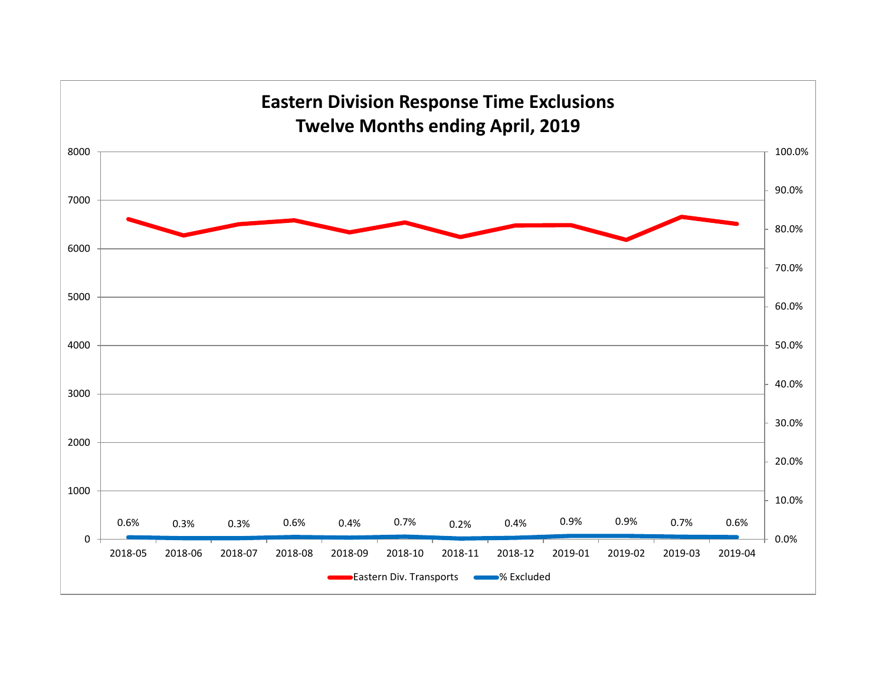# Eastern Division Response Time Exclusions
## Twelve Months ending April, 2019

| Month | % Excluded |
|---|---|
| 2018-05 | 0.6% |
| 2018-06 | 0.3% |
| 2018-07 | 0.3% |
| 2018-08 | 0.6% |
| 2018-09 | 0.4% |
| 2018-10 | 0.7% |
| 2018-11 | 0.2% |
| 2018-12 | 0.4% |
| 2019-01 | 0.9% |
| 2019-02 | 0.9% |
| 2019-03 | 0.7% |
| 2019-04 | 0.6% |

Eastern Div. Transports — % Excluded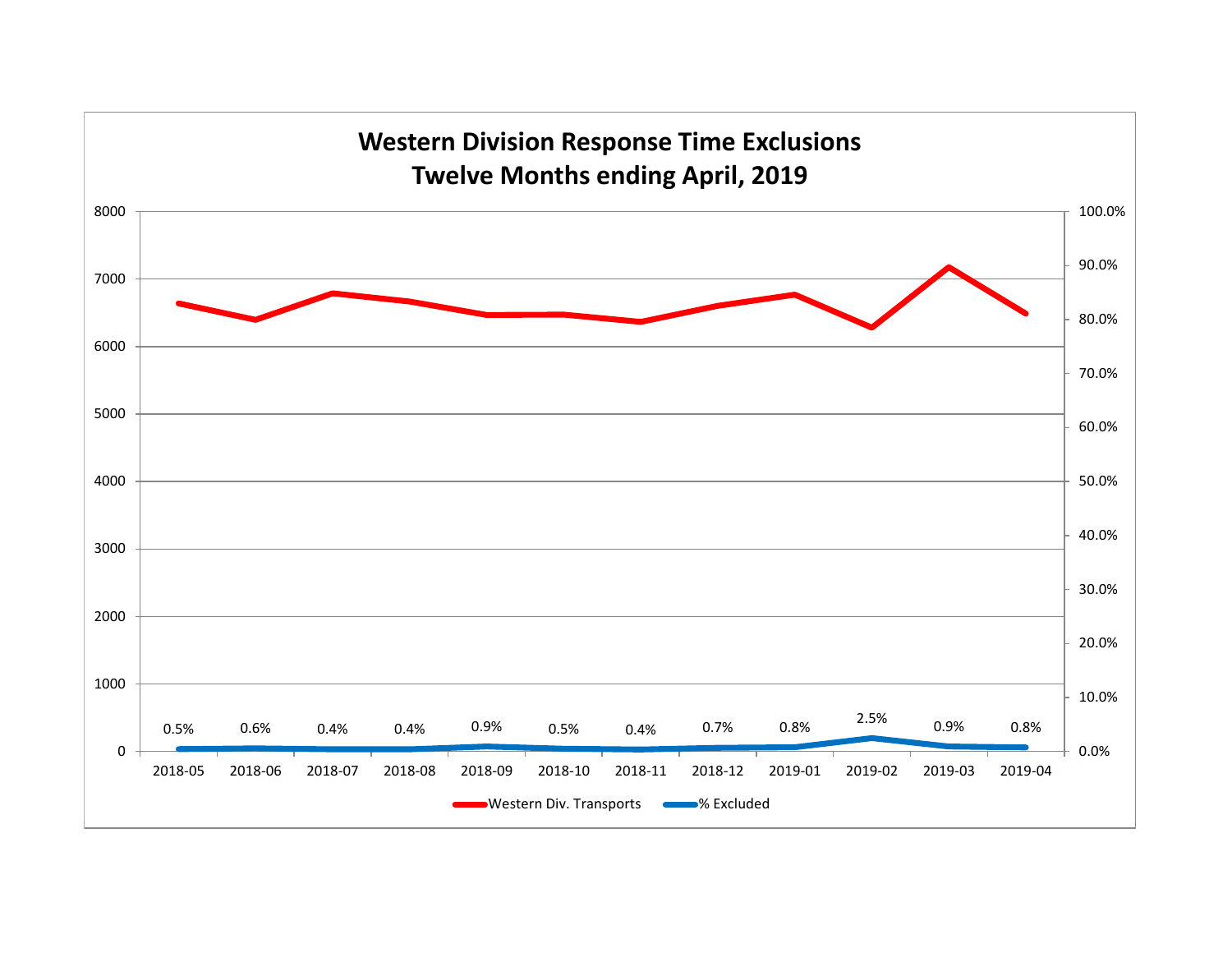# Western Division Response Time Exclusions
## Twelve Months ending April, 2019

8000
7000
6000
5000
4000
3000
2000
1000
0

100.0%
90.0%
80.0%
70.0%
60.0%
50.0%
40.0%
30.0%
20.0%
10.0%
0.0%

0.5% 0.6% 0.4% 0.4% 0.9% 0.5% 0.4% 0.7% 0.8% 2.5% 0.9% 0.8%

2018-05 2018-06 2018-07 2018-08 2018-09 2018-10 2018-11 2018-12 2019-01 2019-02 2019-03 2019-04

Western Div. Transports
% Excluded